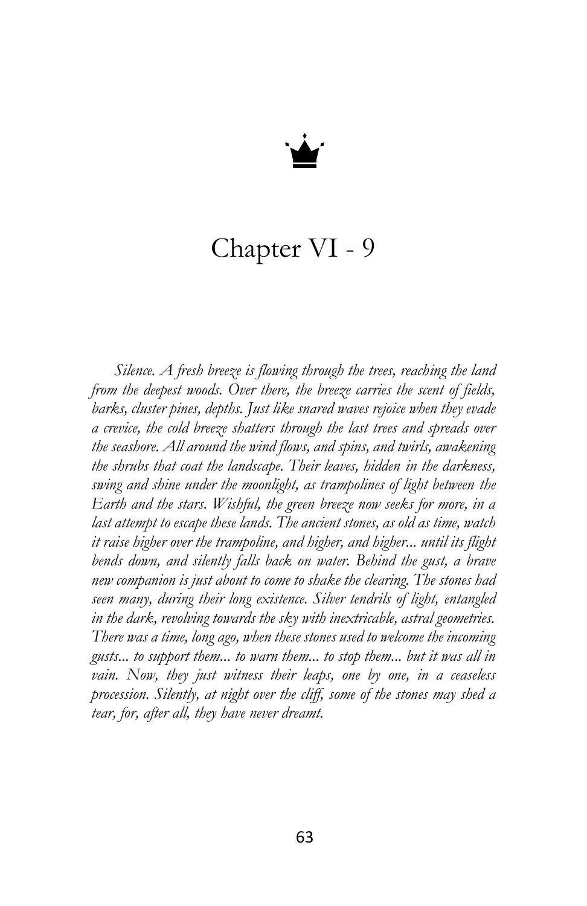# Chapter VI - 9

*Silence. A fresh breeze is flowing through the trees, reaching the land from the deepest woods. Over there, the breeze carries the scent of fields, barks, cluster pines, depths. Just like snared waves rejoice when they evade a crevice, the cold breeze shatters through the last trees and spreads over the seashore. All around the wind flows, and spins, and twirls, awakening the shrubs that coat the landscape. Their leaves, hidden in the darkness, swing and shine under the moonlight, as trampolines of light between the Earth and the stars. Wishful, the green breeze now seeks for more, in a last attempt to escape these lands. The ancient stones, as old as time, watch it raise higher over the trampoline, and higher, and higher... until its flight bends down, and silently falls back on water. Behind the gust, a brave new companion is just about to come to shake the clearing. The stones had seen many, during their long existence. Silver tendrils of light, entangled in the dark, revolving towards the sky with inextricable, astral geometries. There was a time, long ago, when these stones used to welcome the incoming gusts... to support them... to warn them... to stop them... but it was all in vain. Now, they just witness their leaps, one by one, in a ceaseless procession. Silently, at night over the cliff, some of the stones may shed a tear, for, after all, they have never dreamt.*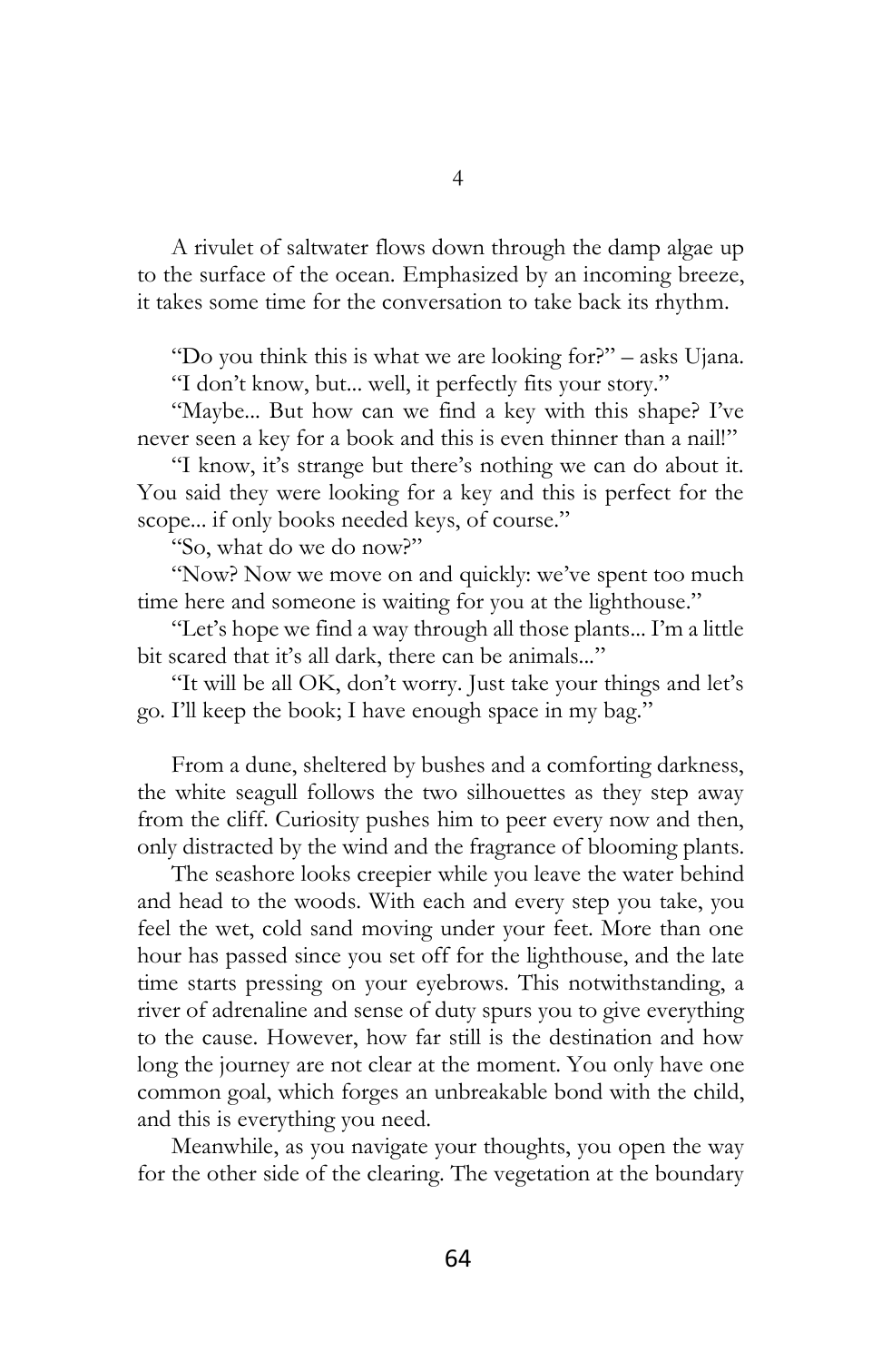# 4

A rivulet of saltwater flows down through the damp algae up to the surface of the ocean. Emphasized by an incoming breeze, it takes some time for the conversation to take back its rhythm.

"Do you think this is what we are looking for?" – asks Ujana.

"I don't know, but... well, it perfectly fits your story."

"Maybe... But how can we find a key with this shape? I've never seen a key for a book and this is even thinner than a nail!"

"I know, it's strange but there's nothing we can do about it. You said they were looking for a key and this is perfect for the scope... if only books needed keys, of course."

"So, what do we do now?"

"Now? Now we move on and quickly: we've spent too much time here and someone is waiting for you at the lighthouse."

"Let's hope we find a way through all those plants... I'm a little bit scared that it's all dark, there can be animals..."

"It will be all OK, don't worry. Just take your things and let's go. I'll keep the book; I have enough space in my bag."

From a dune, sheltered by bushes and a comforting darkness, the white seagull follows the two silhouettes as they step away from the cliff. Curiosity pushes him to peer every now and then, only distracted by the wind and the fragrance of blooming plants.

The seashore looks creepier while you leave the water behind and head to the woods. With each and every step you take, you feel the wet, cold sand moving under your feet. More than one hour has passed since you set off for the lighthouse, and the late time starts pressing on your eyebrows. This notwithstanding, a river of adrenaline and sense of duty spurs you to give everything to the cause. However, how far still is the destination and how long the journey are not clear at the moment. You only have one common goal, which forges an unbreakable bond with the child, and this is everything you need.

Meanwhile, as you navigate your thoughts, you open the way for the other side of the clearing. The vegetation at the boundary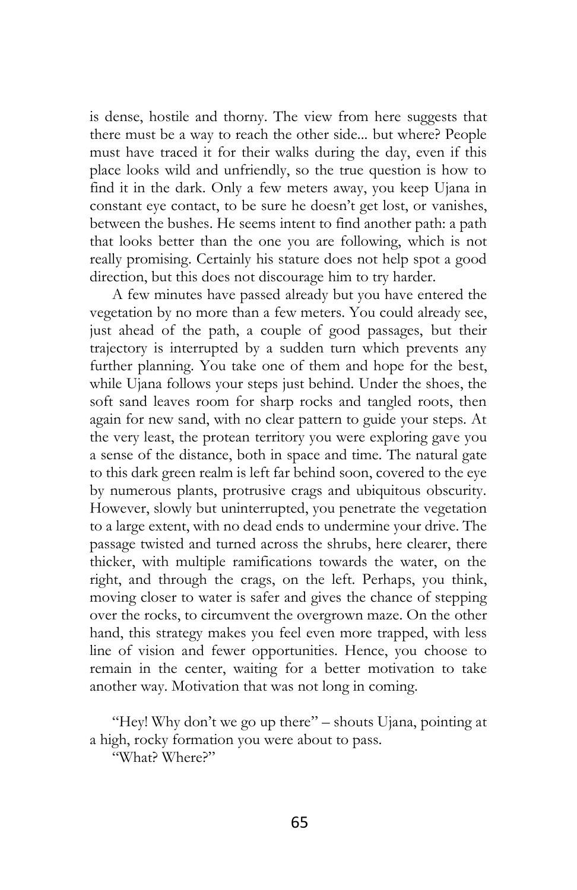is dense, hostile and thorny. The view from here suggests that there must be a way to reach the other side... but where? People must have traced it for their walks during the day, even if this place looks wild and unfriendly, so the true question is how to find it in the dark. Only a few meters away, you keep Ujana in constant eye contact, to be sure he doesn't get lost, or vanishes, between the bushes. He seems intent to find another path: a path that looks better than the one you are following, which is not really promising. Certainly his stature does not help spot a good direction, but this does not discourage him to try harder.

A few minutes have passed already but you have entered the vegetation by no more than a few meters. You could already see, just ahead of the path, a couple of good passages, but their trajectory is interrupted by a sudden turn which prevents any further planning. You take one of them and hope for the best, while Ujana follows your steps just behind. Under the shoes, the soft sand leaves room for sharp rocks and tangled roots, then again for new sand, with no clear pattern to guide your steps. At the very least, the protean territory you were exploring gave you a sense of the distance, both in space and time. The natural gate to this dark green realm is left far behind soon, covered to the eye by numerous plants, protrusive crags and ubiquitous obscurity. However, slowly but uninterrupted, you penetrate the vegetation to a large extent, with no dead ends to undermine your drive. The passage twisted and turned across the shrubs, here clearer, there thicker, with multiple ramifications towards the water, on the right, and through the crags, on the left. Perhaps, you think, moving closer to water is safer and gives the chance of stepping over the rocks, to circumvent the overgrown maze. On the other hand, this strategy makes you feel even more trapped, with less line of vision and fewer opportunities. Hence, you choose to remain in the center, waiting for a better motivation to take another way. Motivation that was not long in coming.

"Hey! Why don't we go up there" – shouts Ujana, pointing at a high, rocky formation you were about to pass.

"What? Where?"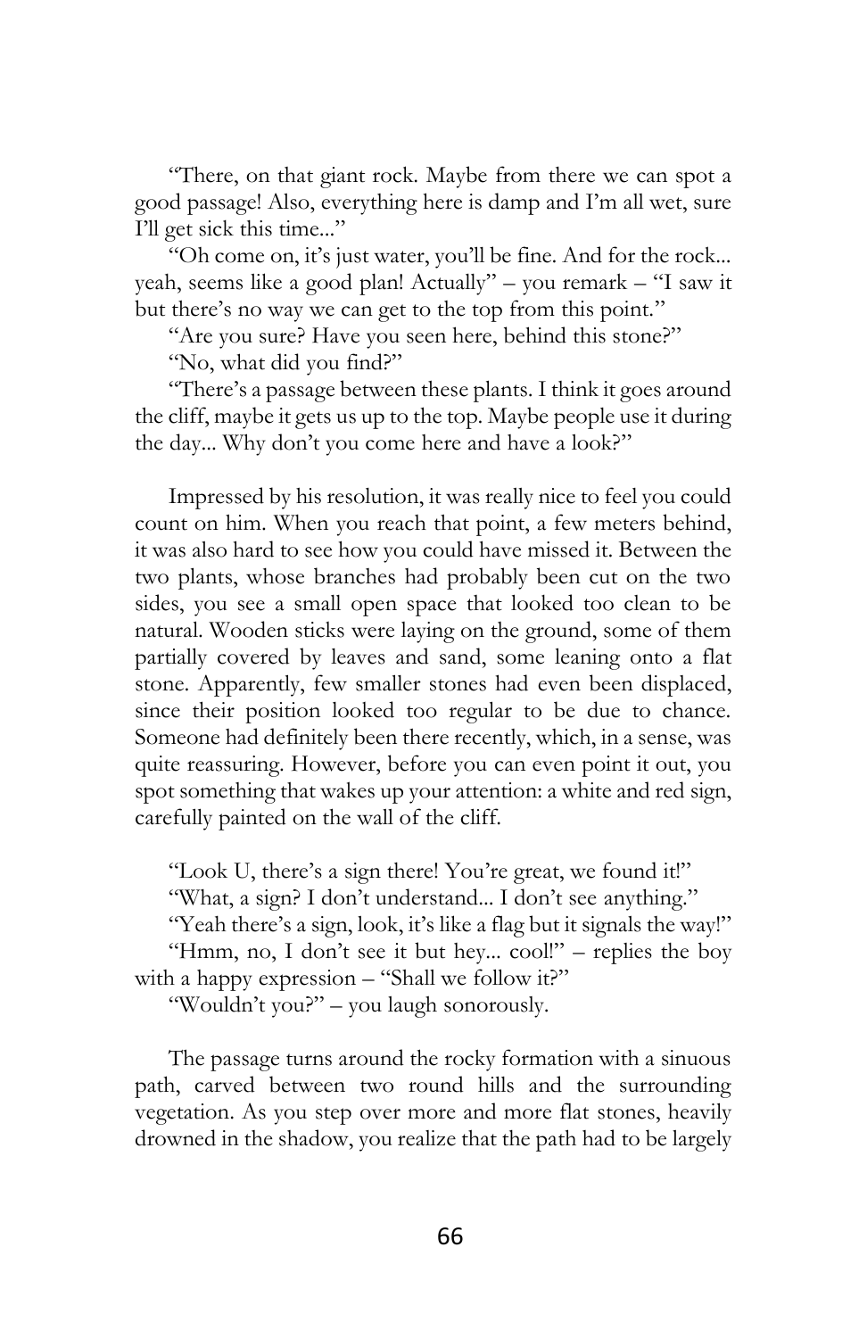"There, on that giant rock. Maybe from there we can spot a good passage! Also, everything here is damp and I'm all wet, sure I'll get sick this time..."

"Oh come on, it's just water, you'll be fine. And for the rock... yeah, seems like a good plan! Actually" – you remark – "I saw it but there's no way we can get to the top from this point."

"Are you sure? Have you seen here, behind this stone?"

"No, what did you find?"

"There's a passage between these plants. I think it goes around the cliff, maybe it gets us up to the top. Maybe people use it during the day... Why don't you come here and have a look?"

Impressed by his resolution, it was really nice to feel you could count on him. When you reach that point, a few meters behind, it was also hard to see how you could have missed it. Between the two plants, whose branches had probably been cut on the two sides, you see a small open space that looked too clean to be natural. Wooden sticks were laying on the ground, some of them partially covered by leaves and sand, some leaning onto a flat stone. Apparently, few smaller stones had even been displaced, since their position looked too regular to be due to chance. Someone had definitely been there recently, which, in a sense, was quite reassuring. However, before you can even point it out, you spot something that wakes up your attention: a white and red sign, carefully painted on the wall of the cliff.

"Look U, there's a sign there! You're great, we found it!"

"What, a sign? I don't understand... I don't see anything."

"Yeah there's a sign, look, it's like a flag but it signals the way!"

"Hmm, no, I don't see it but hey... cool!" – replies the boy with a happy expression – "Shall we follow it?"

"Wouldn't you?" – you laugh sonorously.

The passage turns around the rocky formation with a sinuous path, carved between two round hills and the surrounding vegetation. As you step over more and more flat stones, heavily drowned in the shadow, you realize that the path had to be largely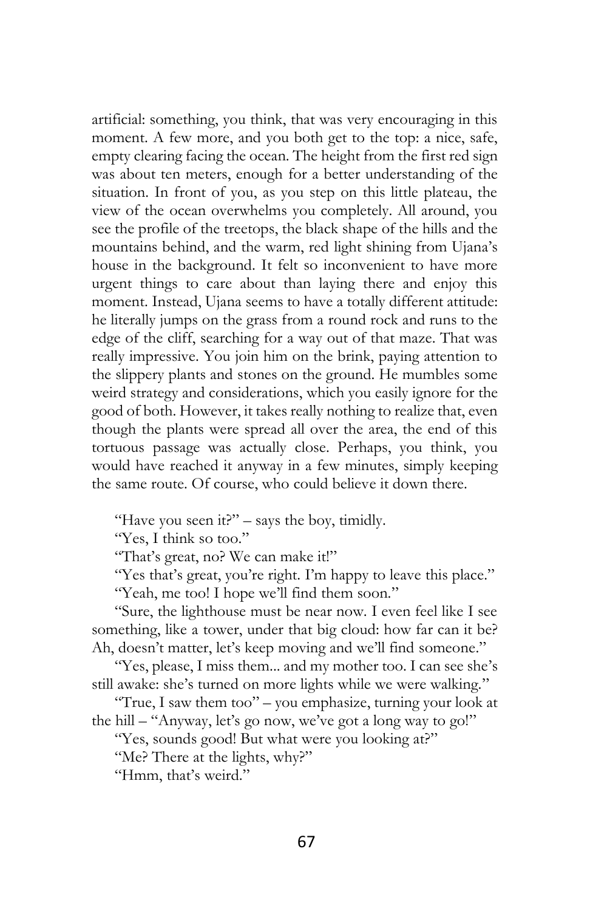artificial: something, you think, that was very encouraging in this moment. A few more, and you both get to the top: a nice, safe, empty clearing facing the ocean. The height from the first red sign was about ten meters, enough for a better understanding of the situation. In front of you, as you step on this little plateau, the view of the ocean overwhelms you completely. All around, you see the profile of the treetops, the black shape of the hills and the mountains behind, and the warm, red light shining from Ujana's house in the background. It felt so inconvenient to have more urgent things to care about than laying there and enjoy this moment. Instead, Ujana seems to have a totally different attitude: he literally jumps on the grass from a round rock and runs to the edge of the cliff, searching for a way out of that maze. That was really impressive. You join him on the brink, paying attention to the slippery plants and stones on the ground. He mumbles some weird strategy and considerations, which you easily ignore for the good of both. However, it takes really nothing to realize that, even though the plants were spread all over the area, the end of this tortuous passage was actually close. Perhaps, you think, you would have reached it anyway in a few minutes, simply keeping the same route. Of course, who could believe it down there.

"Have you seen it?" – says the boy, timidly.

"Yes, I think so too."

"That's great, no? We can make it!"

"Yes that's great, you're right. I'm happy to leave this place."

"Yeah, me too! I hope we'll find them soon."

"Sure, the lighthouse must be near now. I even feel like I see something, like a tower, under that big cloud: how far can it be? Ah, doesn't matter, let's keep moving and we'll find someone."

"Yes, please, I miss them... and my mother too. I can see she's still awake: she's turned on more lights while we were walking."

"True, I saw them too" – you emphasize, turning your look at the hill – "Anyway, let's go now, we've got a long way to go!"

"Yes, sounds good! But what were you looking at?"

"Me? There at the lights, why?"

"Hmm, that's weird."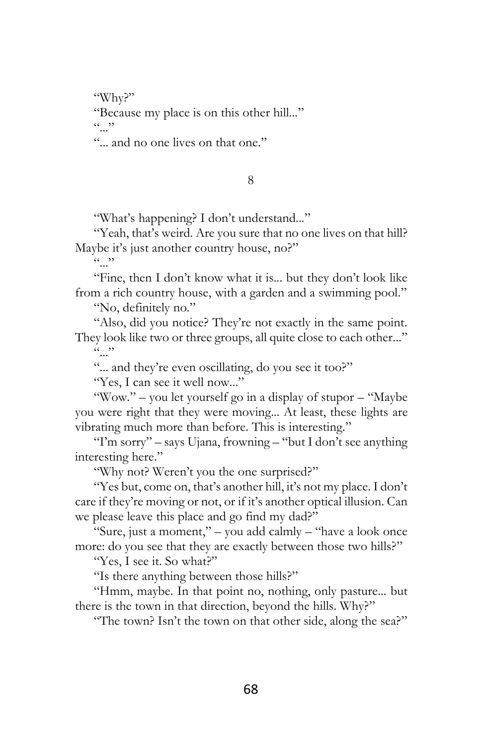"Why?"

"Because my place is on this other hill..."

"..."

"... and no one lives on that one."

8

"What's happening? I don't understand..."

"Yeah, that's weird. Are you sure that no one lives on that hill? Maybe it's just another country house, no?"

"..."

"Fine, then I don't know what it is... but they don't look like from a rich country house, with a garden and a swimming pool."

"No, definitely no."

"Also, did you notice? They're not exactly in the same point. They look like two or three groups, all quite close to each other..."

"..."

"... and they're even oscillating, do you see it too?"

"Yes, I can see it well now..."

"Wow." – you let yourself go in a display of stupor – "Maybe you were right that they were moving... At least, these lights are vibrating much more than before. This is interesting."

"I'm sorry" – says Ujana, frowning – "but I don't see anything interesting here."

"Why not? Weren't you the one surprised?"

"Yes but, come on, that's another hill, it's not my place. I don't care if they're moving or not, or if it's another optical illusion. Can we please leave this place and go find my dad?"

"Sure, just a moment," – you add calmly – "have a look once more: do you see that they are exactly between those two hills?"

"Yes, I see it. So what?"

"Is there anything between those hills?"

"Hmm, maybe. In that point no, nothing, only pasture... but there is the town in that direction, beyond the hills. Why?"

"The town? Isn't the town on that other side, along the sea?"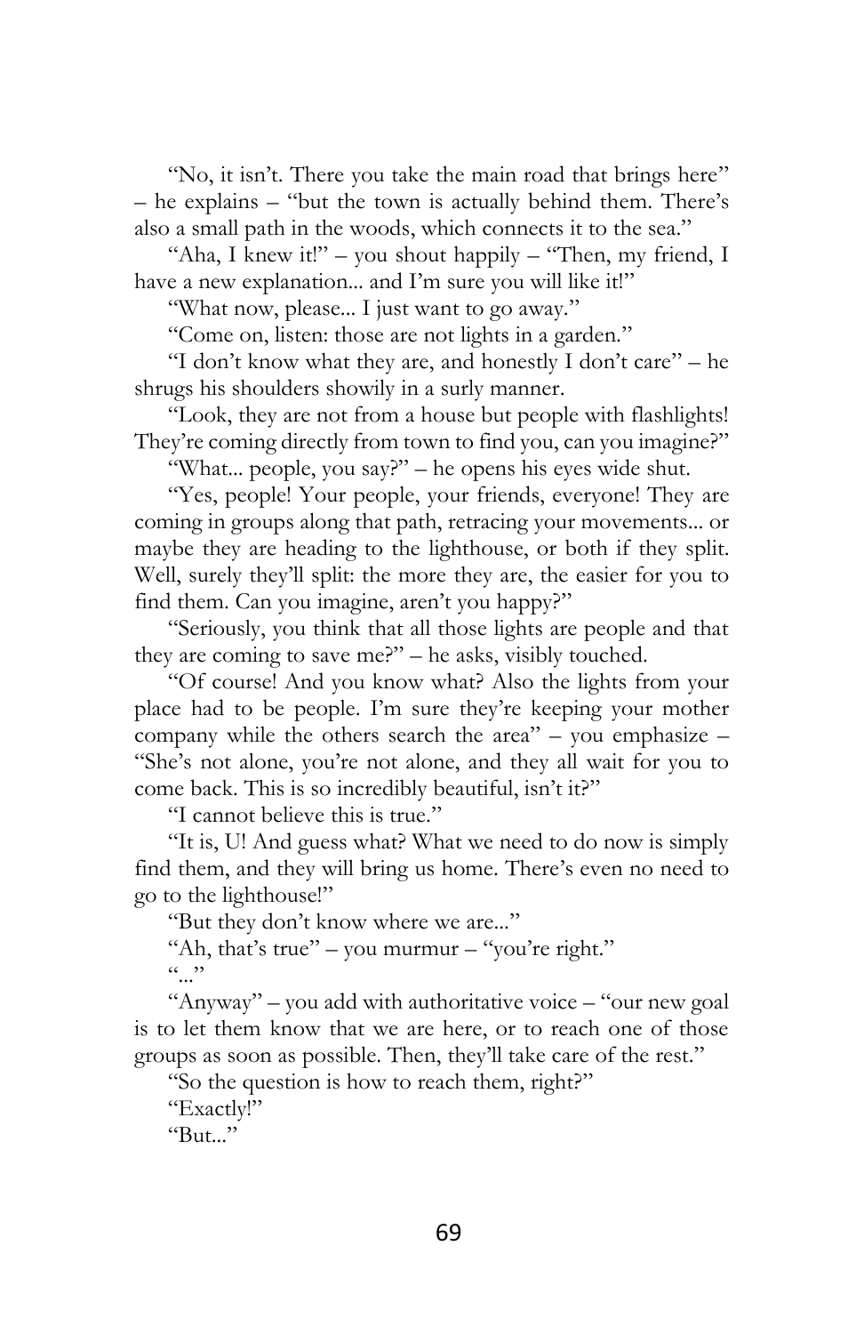"No, it isn't. There you take the main road that brings here" – he explains – "but the town is actually behind them. There's also a small path in the woods, which connects it to the sea."

"Aha, I knew it!" – you shout happily – "Then, my friend, I have a new explanation... and I'm sure you will like it!"

"What now, please... I just want to go away."

"Come on, listen: those are not lights in a garden."

"I don't know what they are, and honestly I don't care" – he shrugs his shoulders showily in a surly manner.

"Look, they are not from a house but people with flashlights! They're coming directly from town to find you, can you imagine?"

"What... people, you say?" – he opens his eyes wide shut.

"Yes, people! Your people, your friends, everyone! They are coming in groups along that path, retracing your movements... or maybe they are heading to the lighthouse, or both if they split. Well, surely they'll split: the more they are, the easier for you to find them. Can you imagine, aren't you happy?"

"Seriously, you think that all those lights are people and that they are coming to save me?" – he asks, visibly touched.

"Of course! And you know what? Also the lights from your place had to be people. I'm sure they're keeping your mother company while the others search the area" – you emphasize – "She's not alone, you're not alone, and they all wait for you to come back. This is so incredibly beautiful, isn't it?"

"I cannot believe this is true."

"It is, U! And guess what? What we need to do now is simply find them, and they will bring us home. There's even no need to go to the lighthouse!"

"But they don't know where we are..."

"Ah, that's true" – you murmur – "you're right."

"..."

"Anyway" – you add with authoritative voice – "our new goal is to let them know that we are here, or to reach one of those groups as soon as possible. Then, they'll take care of the rest."

"So the question is how to reach them, right?"

"Exactly!"

"But..."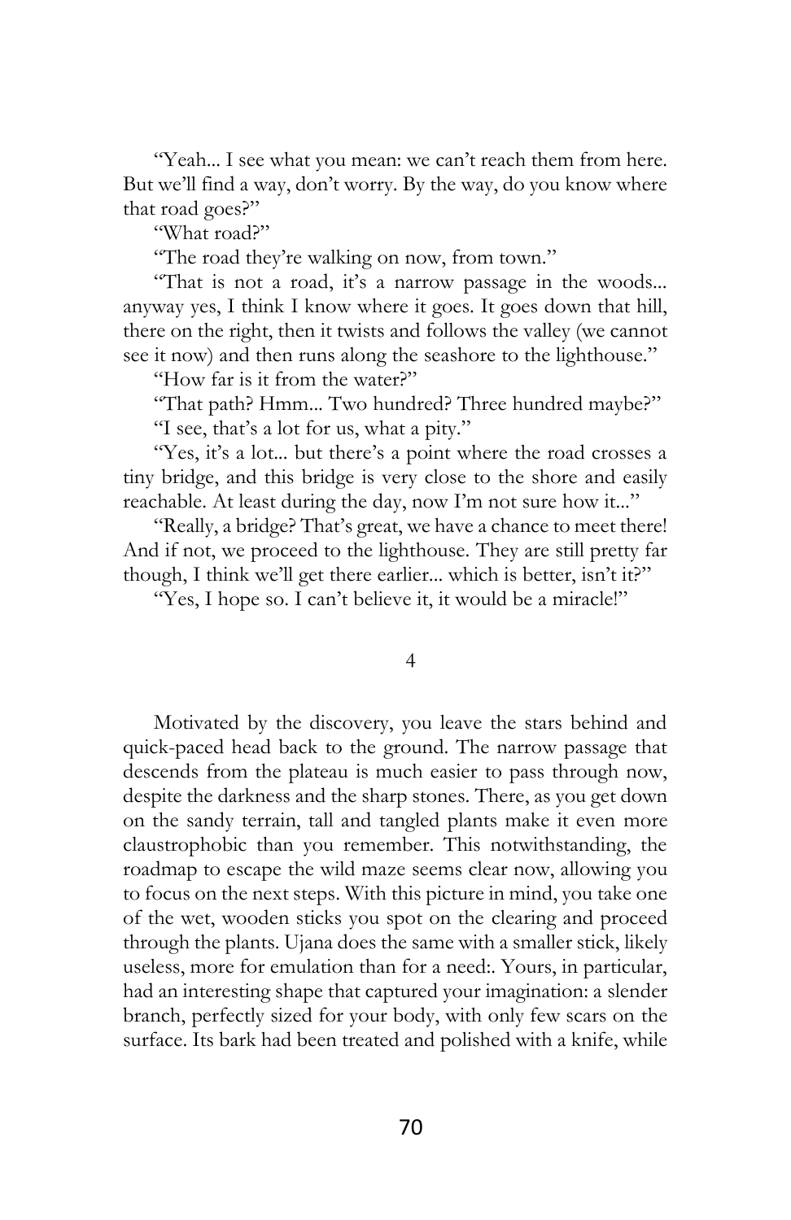"Yeah... I see what you mean: we can't reach them from here. But we'll find a way, don't worry. By the way, do you know where that road goes?"

"What road?"

"The road they're walking on now, from town."

"That is not a road, it's a narrow passage in the woods... anyway yes, I think I know where it goes. It goes down that hill, there on the right, then it twists and follows the valley (we cannot see it now) and then runs along the seashore to the lighthouse."

"How far is it from the water?"

"That path? Hmm... Two hundred? Three hundred maybe?"

"I see, that's a lot for us, what a pity."

"Yes, it's a lot... but there's a point where the road crosses a tiny bridge, and this bridge is very close to the shore and easily reachable. At least during the day, now I'm not sure how it..."

"Really, a bridge? That's great, we have a chance to meet there! And if not, we proceed to the lighthouse. They are still pretty far though, I think we'll get there earlier... which is better, isn't it?"

"Yes, I hope so. I can't believe it, it would be a miracle!"

## 4

Motivated by the discovery, you leave the stars behind and quick-paced head back to the ground. The narrow passage that descends from the plateau is much easier to pass through now, despite the darkness and the sharp stones. There, as you get down on the sandy terrain, tall and tangled plants make it even more claustrophobic than you remember. This notwithstanding, the roadmap to escape the wild maze seems clear now, allowing you to focus on the next steps. With this picture in mind, you take one of the wet, wooden sticks you spot on the clearing and proceed through the plants. Ujana does the same with a smaller stick, likely useless, more for emulation than for a need:. Yours, in particular, had an interesting shape that captured your imagination: a slender branch, perfectly sized for your body, with only few scars on the surface. Its bark had been treated and polished with a knife, while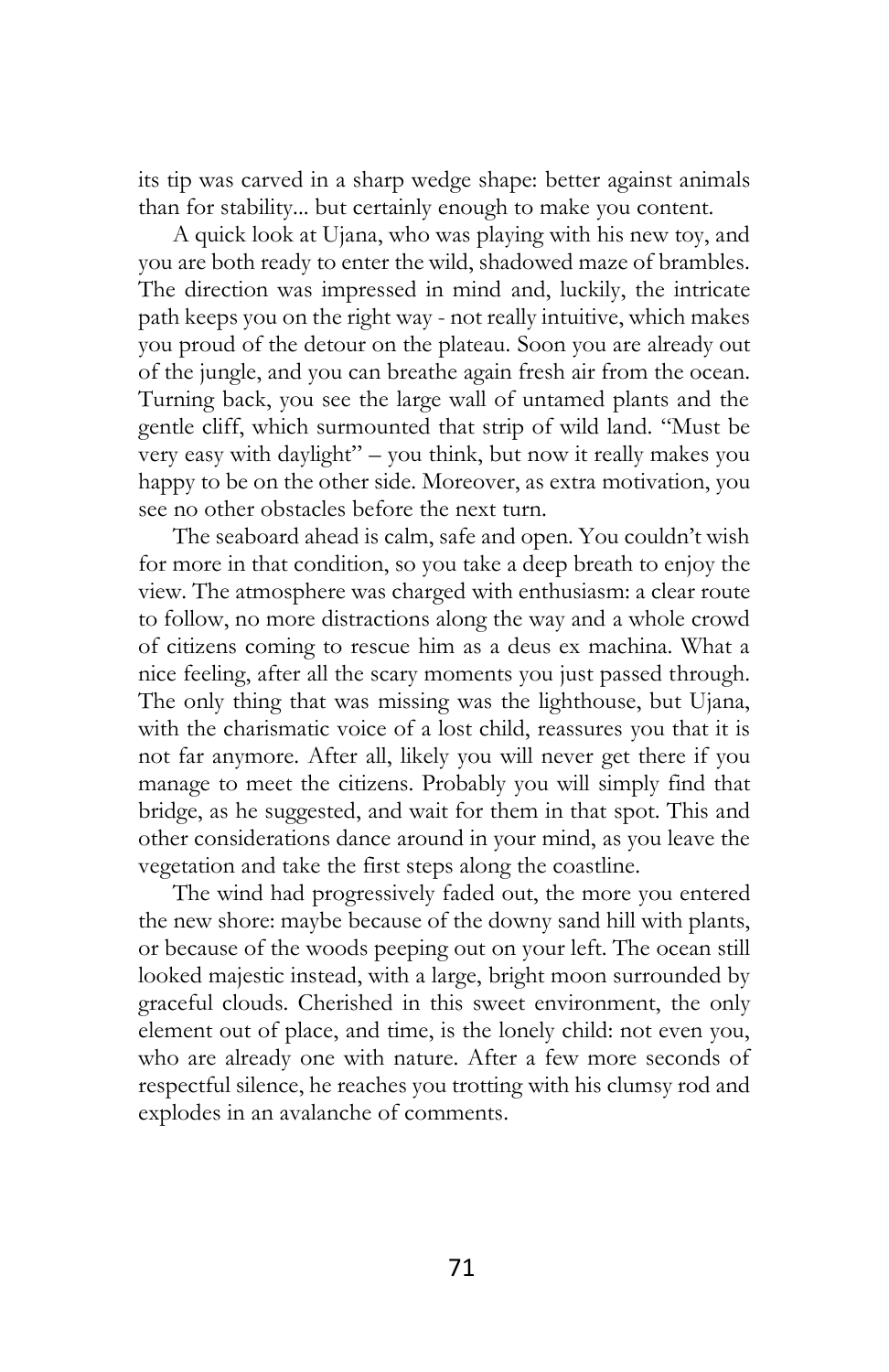its tip was carved in a sharp wedge shape: better against animals than for stability... but certainly enough to make you content.

A quick look at Ujana, who was playing with his new toy, and you are both ready to enter the wild, shadowed maze of brambles. The direction was impressed in mind and, luckily, the intricate path keeps you on the right way - not really intuitive, which makes you proud of the detour on the plateau. Soon you are already out of the jungle, and you can breathe again fresh air from the ocean. Turning back, you see the large wall of untamed plants and the gentle cliff, which surmounted that strip of wild land. "Must be very easy with daylight" – you think, but now it really makes you happy to be on the other side. Moreover, as extra motivation, you see no other obstacles before the next turn.

The seaboard ahead is calm, safe and open. You couldn't wish for more in that condition, so you take a deep breath to enjoy the view. The atmosphere was charged with enthusiasm: a clear route to follow, no more distractions along the way and a whole crowd of citizens coming to rescue him as a deus ex machina. What a nice feeling, after all the scary moments you just passed through. The only thing that was missing was the lighthouse, but Ujana, with the charismatic voice of a lost child, reassures you that it is not far anymore. After all, likely you will never get there if you manage to meet the citizens. Probably you will simply find that bridge, as he suggested, and wait for them in that spot. This and other considerations dance around in your mind, as you leave the vegetation and take the first steps along the coastline.

The wind had progressively faded out, the more you entered the new shore: maybe because of the downy sand hill with plants, or because of the woods peeping out on your left. The ocean still looked majestic instead, with a large, bright moon surrounded by graceful clouds. Cherished in this sweet environment, the only element out of place, and time, is the lonely child: not even you, who are already one with nature. After a few more seconds of respectful silence, he reaches you trotting with his clumsy rod and explodes in an avalanche of comments.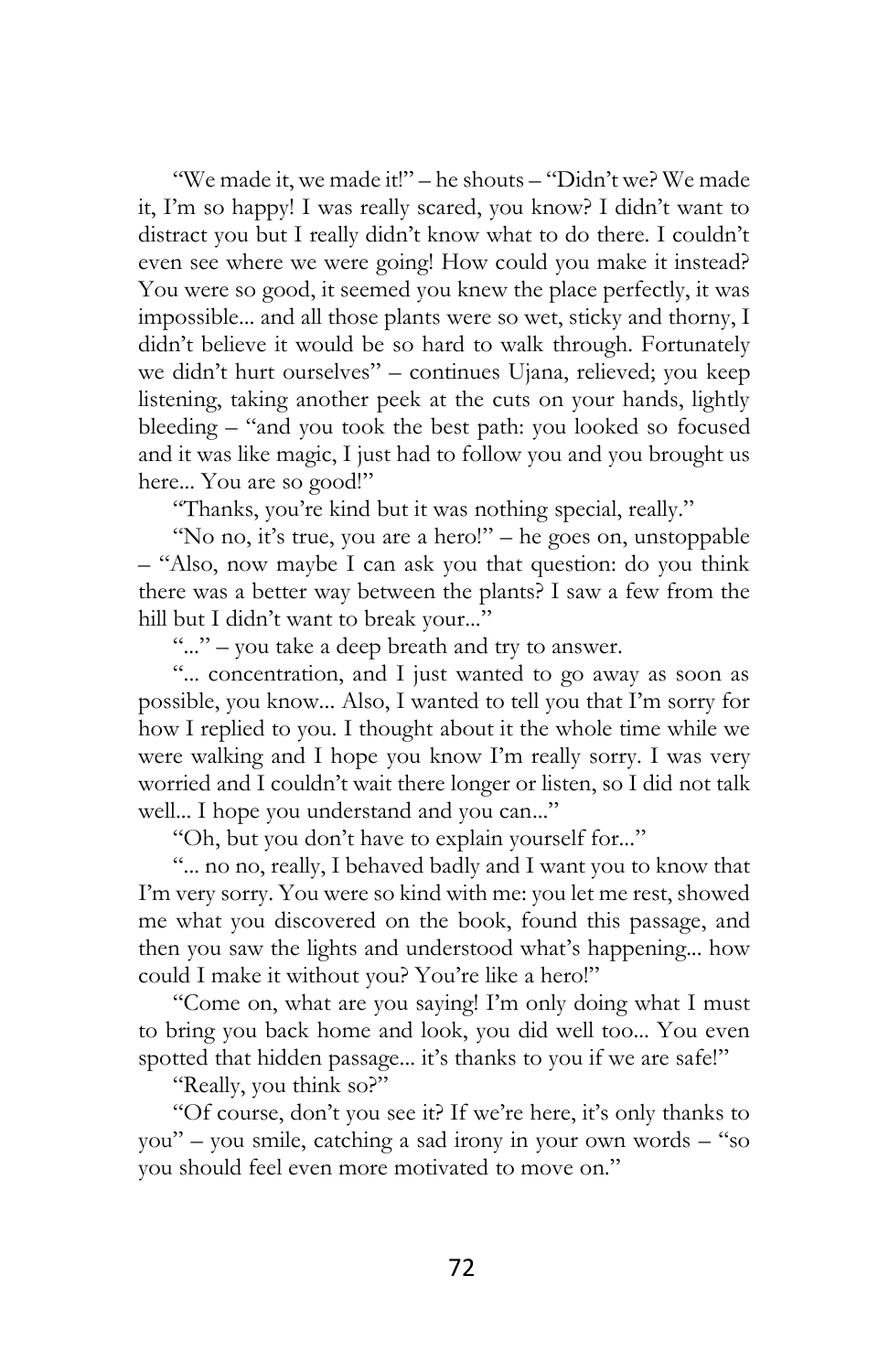"We made it, we made it!" – he shouts – "Didn't we? We made it, I'm so happy! I was really scared, you know? I didn't want to distract you but I really didn't know what to do there. I couldn't even see where we were going! How could you make it instead? You were so good, it seemed you knew the place perfectly, it was impossible... and all those plants were so wet, sticky and thorny, I didn't believe it would be so hard to walk through. Fortunately we didn't hurt ourselves" – continues Ujana, relieved; you keep listening, taking another peek at the cuts on your hands, lightly bleeding – "and you took the best path: you looked so focused and it was like magic, I just had to follow you and you brought us here... You are so good!"

"Thanks, you're kind but it was nothing special, really."

"No no, it's true, you are a hero!" – he goes on, unstoppable – "Also, now maybe I can ask you that question: do you think there was a better way between the plants? I saw a few from the hill but I didn't want to break your..."

"..." – you take a deep breath and try to answer.

"... concentration, and I just wanted to go away as soon as possible, you know... Also, I wanted to tell you that I'm sorry for how I replied to you. I thought about it the whole time while we were walking and I hope you know I'm really sorry. I was very worried and I couldn't wait there longer or listen, so I did not talk well... I hope you understand and you can..."

"Oh, but you don't have to explain yourself for..."

"... no no, really, I behaved badly and I want you to know that I'm very sorry. You were so kind with me: you let me rest, showed me what you discovered on the book, found this passage, and then you saw the lights and understood what's happening... how could I make it without you? You're like a hero!"

"Come on, what are you saying! I'm only doing what I must to bring you back home and look, you did well too... You even spotted that hidden passage... it's thanks to you if we are safe!"

"Really, you think so?"

"Of course, don't you see it? If we're here, it's only thanks to you" – you smile, catching a sad irony in your own words – "so you should feel even more motivated to move on."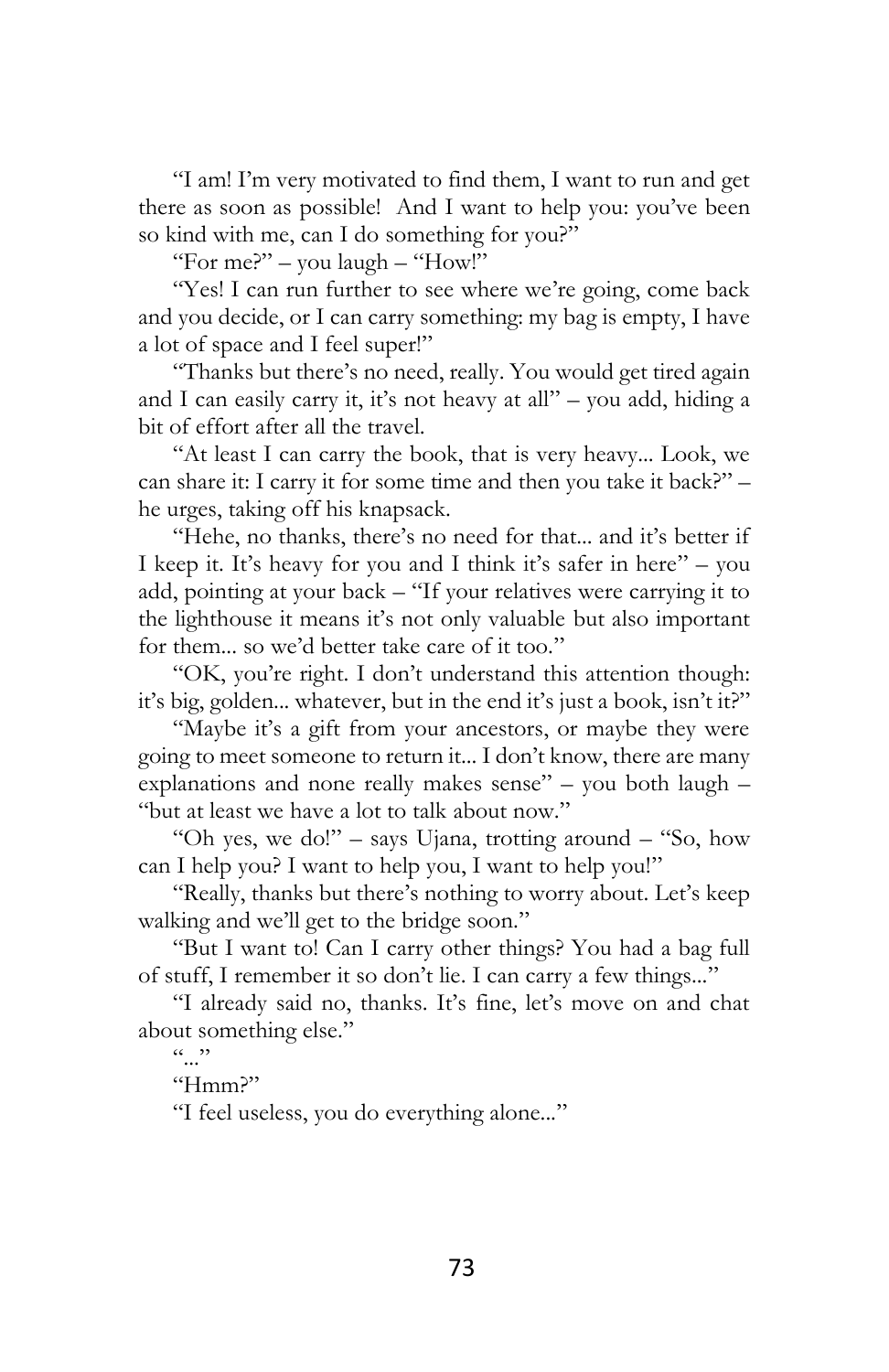"I am! I'm very motivated to find them, I want to run and get there as soon as possible! And I want to help you: you've been so kind with me, can I do something for you?"

"For me?" – you laugh – "How!"

"Yes! I can run further to see where we're going, come back and you decide, or I can carry something: my bag is empty, I have a lot of space and I feel super!"

"Thanks but there's no need, really. You would get tired again and I can easily carry it, it's not heavy at all" – you add, hiding a bit of effort after all the travel.

"At least I can carry the book, that is very heavy... Look, we can share it: I carry it for some time and then you take it back?" – he urges, taking off his knapsack.

"Hehe, no thanks, there's no need for that... and it's better if I keep it. It's heavy for you and I think it's safer in here" – you add, pointing at your back – "If your relatives were carrying it to the lighthouse it means it's not only valuable but also important for them... so we'd better take care of it too."

"OK, you're right. I don't understand this attention though: it's big, golden... whatever, but in the end it's just a book, isn't it?"

"Maybe it's a gift from your ancestors, or maybe they were going to meet someone to return it... I don't know, there are many explanations and none really makes sense" – you both laugh – "but at least we have a lot to talk about now."

"Oh yes, we do!" – says Ujana, trotting around – "So, how can I help you? I want to help you, I want to help you!"

"Really, thanks but there's nothing to worry about. Let's keep walking and we'll get to the bridge soon."

"But I want to! Can I carry other things? You had a bag full of stuff, I remember it so don't lie. I can carry a few things..."

"I already said no, thanks. It's fine, let's move on and chat about something else."

"..."

"Hmm?"

"I feel useless, you do everything alone..."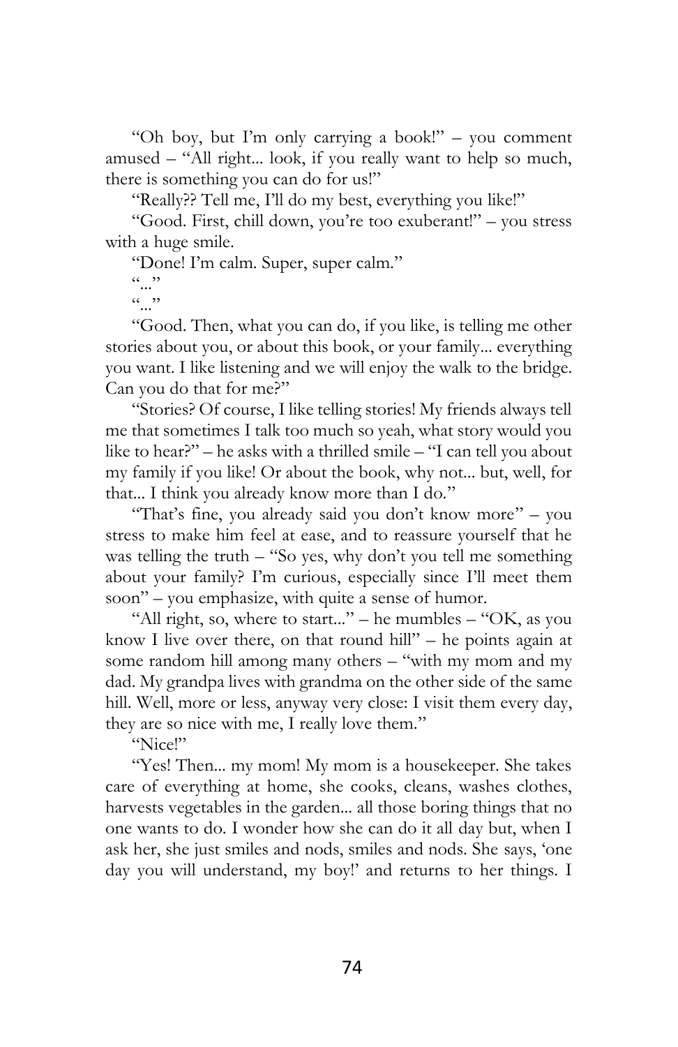"Oh boy, but I'm only carrying a book!" – you comment amused – "All right... look, if you really want to help so much, there is something you can do for us!"

"Really?? Tell me, I'll do my best, everything you like!"

"Good. First, chill down, you're too exuberant!" – you stress with a huge smile.

"Done! I'm calm. Super, super calm."

"..."

"..."

"Good. Then, what you can do, if you like, is telling me other stories about you, or about this book, or your family... everything you want. I like listening and we will enjoy the walk to the bridge. Can you do that for me?"

"Stories? Of course, I like telling stories! My friends always tell me that sometimes I talk too much so yeah, what story would you like to hear?" – he asks with a thrilled smile – "I can tell you about my family if you like! Or about the book, why not... but, well, for that... I think you already know more than I do."

"That's fine, you already said you don't know more" – you stress to make him feel at ease, and to reassure yourself that he was telling the truth – "So yes, why don't you tell me something about your family? I'm curious, especially since I'll meet them soon" – you emphasize, with quite a sense of humor.

"All right, so, where to start..." – he mumbles – "OK, as you know I live over there, on that round hill" – he points again at some random hill among many others – "with my mom and my dad. My grandpa lives with grandma on the other side of the same hill. Well, more or less, anyway very close: I visit them every day, they are so nice with me, I really love them."

"Nice!"

"Yes! Then... my mom! My mom is a housekeeper. She takes care of everything at home, she cooks, cleans, washes clothes, harvests vegetables in the garden... all those boring things that no one wants to do. I wonder how she can do it all day but, when I ask her, she just smiles and nods, smiles and nods. She says, 'one day you will understand, my boy!' and returns to her things. I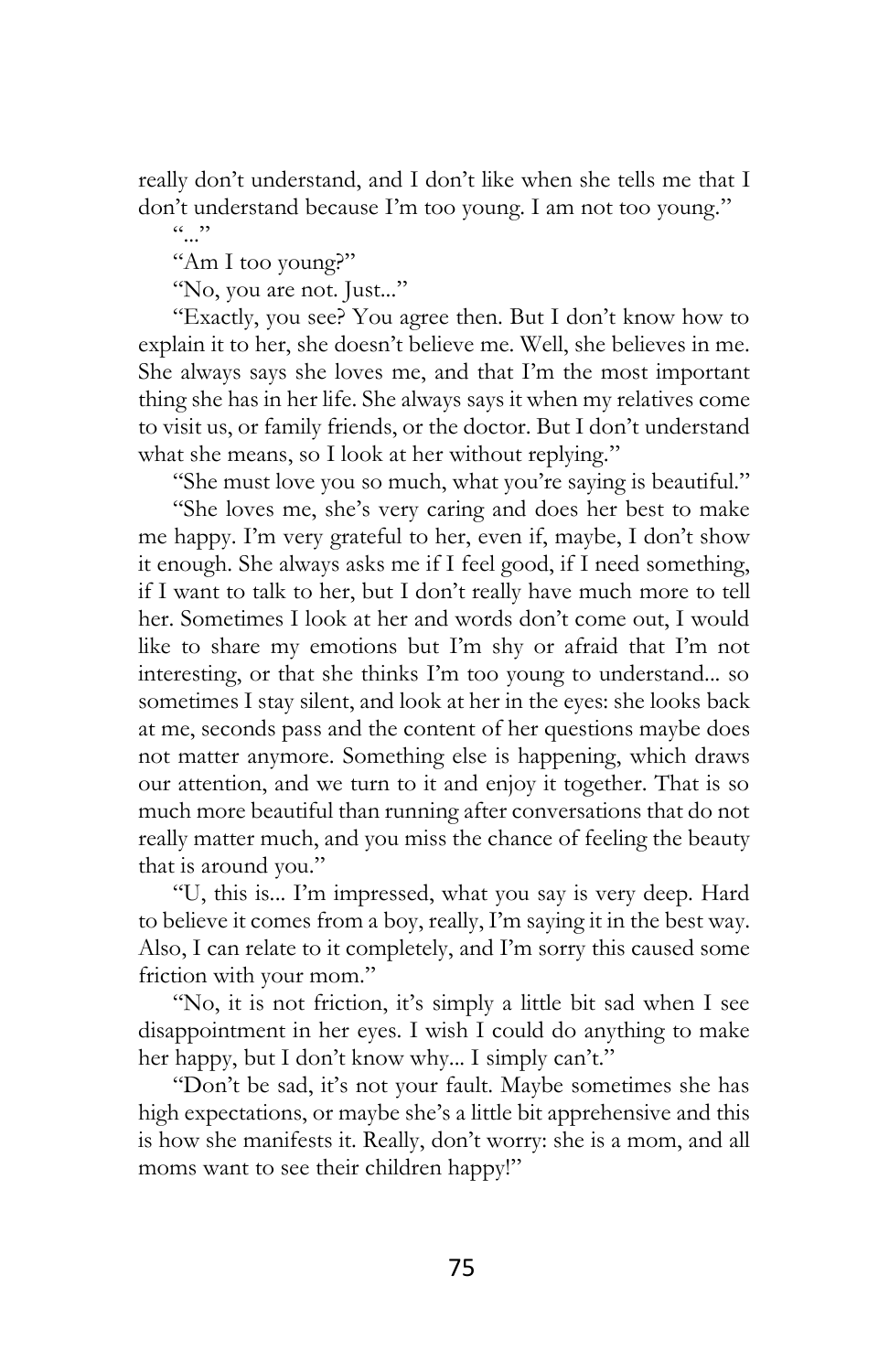really don't understand, and I don't like when she tells me that I don't understand because I'm too young. I am not too young."

"..."

"Am I too young?"

"No, you are not. Just..."

"Exactly, you see? You agree then. But I don't know how to explain it to her, she doesn't believe me. Well, she believes in me. She always says she loves me, and that I'm the most important thing she has in her life. She always says it when my relatives come to visit us, or family friends, or the doctor. But I don't understand what she means, so I look at her without replying."

"She must love you so much, what you're saying is beautiful."

"She loves me, she's very caring and does her best to make me happy. I'm very grateful to her, even if, maybe, I don't show it enough. She always asks me if I feel good, if I need something, if I want to talk to her, but I don't really have much more to tell her. Sometimes I look at her and words don't come out, I would like to share my emotions but I'm shy or afraid that I'm not interesting, or that she thinks I'm too young to understand... so sometimes I stay silent, and look at her in the eyes: she looks back at me, seconds pass and the content of her questions maybe does not matter anymore. Something else is happening, which draws our attention, and we turn to it and enjoy it together. That is so much more beautiful than running after conversations that do not really matter much, and you miss the chance of feeling the beauty that is around you."

"U, this is... I'm impressed, what you say is very deep. Hard to believe it comes from a boy, really, I'm saying it in the best way. Also, I can relate to it completely, and I'm sorry this caused some friction with your mom."

"No, it is not friction, it's simply a little bit sad when I see disappointment in her eyes. I wish I could do anything to make her happy, but I don't know why... I simply can't."

"Don't be sad, it's not your fault. Maybe sometimes she has high expectations, or maybe she's a little bit apprehensive and this is how she manifests it. Really, don't worry: she is a mom, and all moms want to see their children happy!"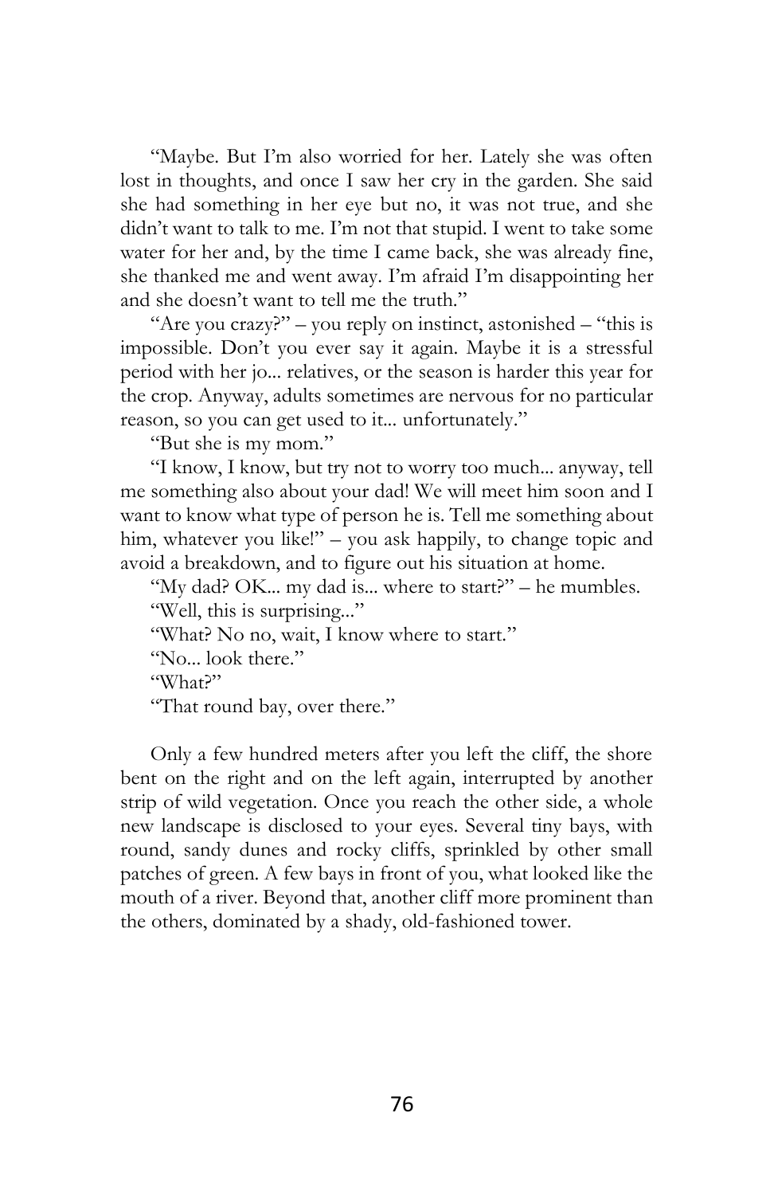"Maybe. But I'm also worried for her. Lately she was often lost in thoughts, and once I saw her cry in the garden. She said she had something in her eye but no, it was not true, and she didn't want to talk to me. I'm not that stupid. I went to take some water for her and, by the time I came back, she was already fine, she thanked me and went away. I'm afraid I'm disappointing her and she doesn't want to tell me the truth."

"Are you crazy?" – you reply on instinct, astonished – "this is impossible. Don't you ever say it again. Maybe it is a stressful period with her jo... relatives, or the season is harder this year for the crop. Anyway, adults sometimes are nervous for no particular reason, so you can get used to it... unfortunately."

"But she is my mom."

"I know, I know, but try not to worry too much... anyway, tell me something also about your dad! We will meet him soon and I want to know what type of person he is. Tell me something about him, whatever you like!" – you ask happily, to change topic and avoid a breakdown, and to figure out his situation at home.

"My dad? OK... my dad is... where to start?" – he mumbles.

"Well, this is surprising..."

"What? No no, wait, I know where to start."

"No... look there."

"What?"

"That round bay, over there."

Only a few hundred meters after you left the cliff, the shore bent on the right and on the left again, interrupted by another strip of wild vegetation. Once you reach the other side, a whole new landscape is disclosed to your eyes. Several tiny bays, with round, sandy dunes and rocky cliffs, sprinkled by other small patches of green. A few bays in front of you, what looked like the mouth of a river. Beyond that, another cliff more prominent than the others, dominated by a shady, old-fashioned tower.